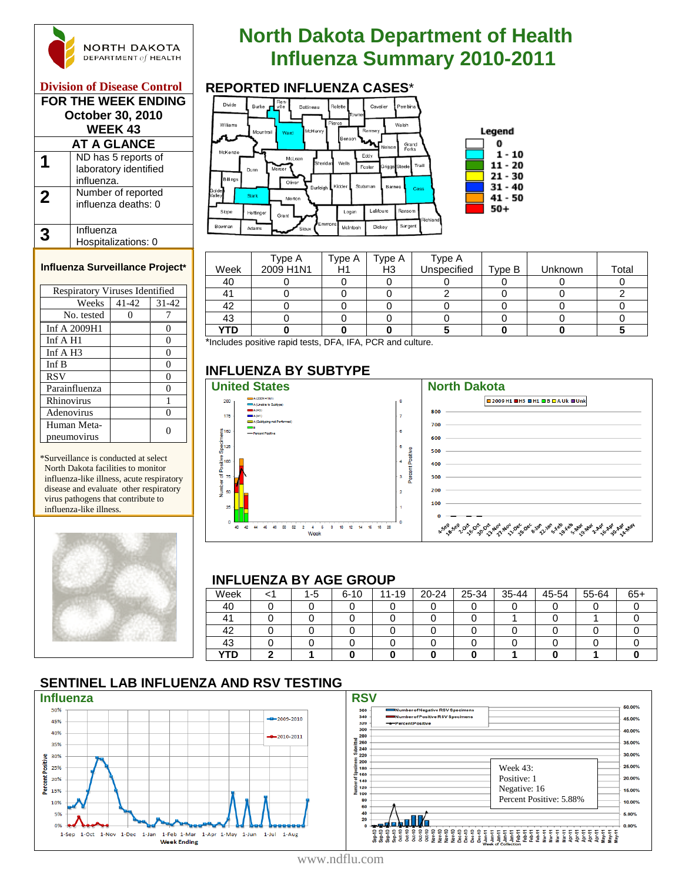# North Dakota Department of Health Influenza Summary 2010-2011

NORTH DAKOTA DEPARTMENT of HEALTH

**Division of Disease Control**

**FOR THE WEEK ENDING October 30, 2010 WEEK 43**

## AT A GLANCE

| | |
|---|---|
| 1 | ND has 5 reports of laboratory identified influenza. |
| 2 | Number of reported influenza deaths: 0 |
| 3 | Influenza Hospitalizations: 0 |

### Influenza Surveillance Project*

| Respiratory Viruses Identified | | |
|---|---|---|
| Weeks | 41-42 | 31-42 |
| No. tested | 0 | 7 |
| Inf A 2009H1 | | 0 |
| Inf A H1 | | 0 |
| Inf A H3 | | 0 |
| Inf B | | 0 |
| RSV | | 0 |
| Parainfluenza | | 0 |
| Rhinovirus | | 1 |
| Adenovirus | | 0 |
| Human Meta-pneumovirus | | 0 |

*Surveillance is conducted at select North Dakota facilities to monitor influenza-like illness, acute respiratory disease and evaluate other respiratory virus pathogens that contribute to influenza-like illness.

## REPORTED INFLUENZA CASES*

Legend: 0; 1 - 10; 11 - 20; 21 - 30; 31 - 40; 41 - 50; 50+

| Week | Type A 2009 H1N1 | Type A H1 | Type A H3 | Type A Unspecified | Type B | Unknown | Total |
|---|---|---|---|---|---|---|---|
| 40 | 0 | 0 | 0 | 0 | 0 | 0 | 0 |
| 41 | 0 | 0 | 0 | 2 | 0 | 0 | 2 |
| 42 | 0 | 0 | 0 | 0 | 0 | 0 | 0 |
| 43 | 0 | 0 | 0 | 0 | 0 | 0 | 0 |
| **YTD** | **0** | **0** | **0** | **5** | **0** | **0** | **5** |

*Includes positive rapid tests, DFA, IFA, PCR and culture.

## INFLUENZA BY SUBTYPE

**United States**

**North Dakota**

## INFLUENZA BY AGE GROUP

| Week | <1 | 1-5 | 6-10 | 11-19 | 20-24 | 25-34 | 35-44 | 45-54 | 55-64 | 65+ |
|---|---|---|---|---|---|---|---|---|---|---|
| 40 | 0 | 0 | 0 | 0 | 0 | 0 | 0 | 0 | 0 | 0 |
| 41 | 0 | 0 | 0 | 0 | 0 | 0 | 1 | 0 | 1 | 0 |
| 42 | 0 | 0 | 0 | 0 | 0 | 0 | 0 | 0 | 0 | 0 |
| 43 | 0 | 0 | 0 | 0 | 0 | 0 | 0 | 0 | 0 | 0 |
| **YTD** | **2** | **1** | **0** | **0** | **0** | **0** | **1** | **0** | **1** | **0** |

## SENTINEL LAB INFLUENZA AND RSV TESTING

**Influenza**

**RSV**

Week 43:
Positive: 1
Negative: 16
Percent Positive: 5.88%

www.ndflu.com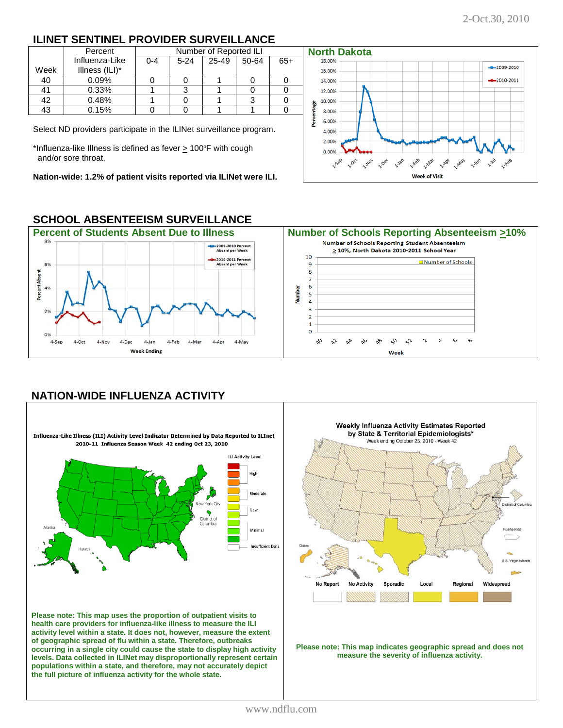2-Oct.30, 2010

## ILINET SENTINEL PROVIDER SURVEILLANCE

| Week | Percent Influenza-Like Illness (ILI)* | Number of Reported ILI | | | | |
|---|---|---|---|---|---|---|
| | | 0-4 | 5-24 | 25-49 | 50-64 | 65+ |
| 40 | 0.09% | 0 | 0 | 1 | 0 | 0 |
| 41 | 0.33% | 1 | 3 | 1 | 0 | 0 |
| 42 | 0.48% | 1 | 0 | 1 | 3 | 0 |
| 43 | 0.15% | 0 | 0 | 1 | 1 | 0 |

Select ND providers participate in the ILINet surveillance program.

*Influenza-like Illness is defined as fever ≥ 100°F with cough and/or sore throat.

**Nation-wide: 1.2% of patient visits reported via ILINet were ILI.**

North Dakota

18.00%
16.00%
14.00%
12.00%
10.00%
8.00%
6.00%
4.00%
2.00%
0.00%

Percentage

2009-2010
2010-2011

1-Sep 1-Oct 1-Nov 1-Dec 1-Jan 1-Feb 1-Mar 1-Apr 1-May 1-Jun 1-Jul 1-Aug

Week of Visit

## SCHOOL ABSENTEEISM SURVEILLANCE

Percent of Students Absent Due to Illness

8%
6%
4%
2%
0%

Percent Absent

2009-2010 Percent Absent per Week
2010-2011 Percent Absent per Week

4-Sep 4-Oct 4-Nov 4-Dec 4-Jan 4-Feb 4-Mar 4-Apr 4-May

Week Ending

Number of Schools Reporting Absenteeism ≥10%

Number of Schools Reporting Student Absenteeism ≥ 10%, North Dakota 2010-2011 School Year

10
9
8
7
6
5
4
3
2
1
0

Number

Number of Schools

40 42 44 46 48 50 52 2 4 6 8

Week

## NATION-WIDE INFLUENZA ACTIVITY

Influenza-Like Illness (ILI) Activity Level Indicator Determined by Data Reported to ILINet
2010-11 Influenza Season Week 42 ending Oct 23, 2010

ILI Activity Level
High
Moderate
Low
Minimal
Insufficient Data

New York City
District of Columbia
Alaska
Hawaii

**Please note: This map uses the proportion of outpatient visits to health care providers for influenza-like illness to measure the ILI activity level within a state. It does not, however, measure the extent of geographic spread of flu within a state. Therefore, outbreaks occurring in a single city could cause the state to display high activity levels. Data collected in ILINet may disproportionally represent certain populations within a state, and therefore, may not accurately depict the full picture of influenza activity for the whole state.**

Weekly Influenza Activity Estimates Reported by State & Territorial Epidemiologists*
Week ending October 23, 2010 - Week 42

District of Columbia
Puerto Rico
Guam
U.S. Virgin Islands

No Report
No Activity
Sporadic
Local
Regional
Widespread

**Please note: This map indicates geographic spread and does not measure the severity of influenza activity.**

www.ndflu.com